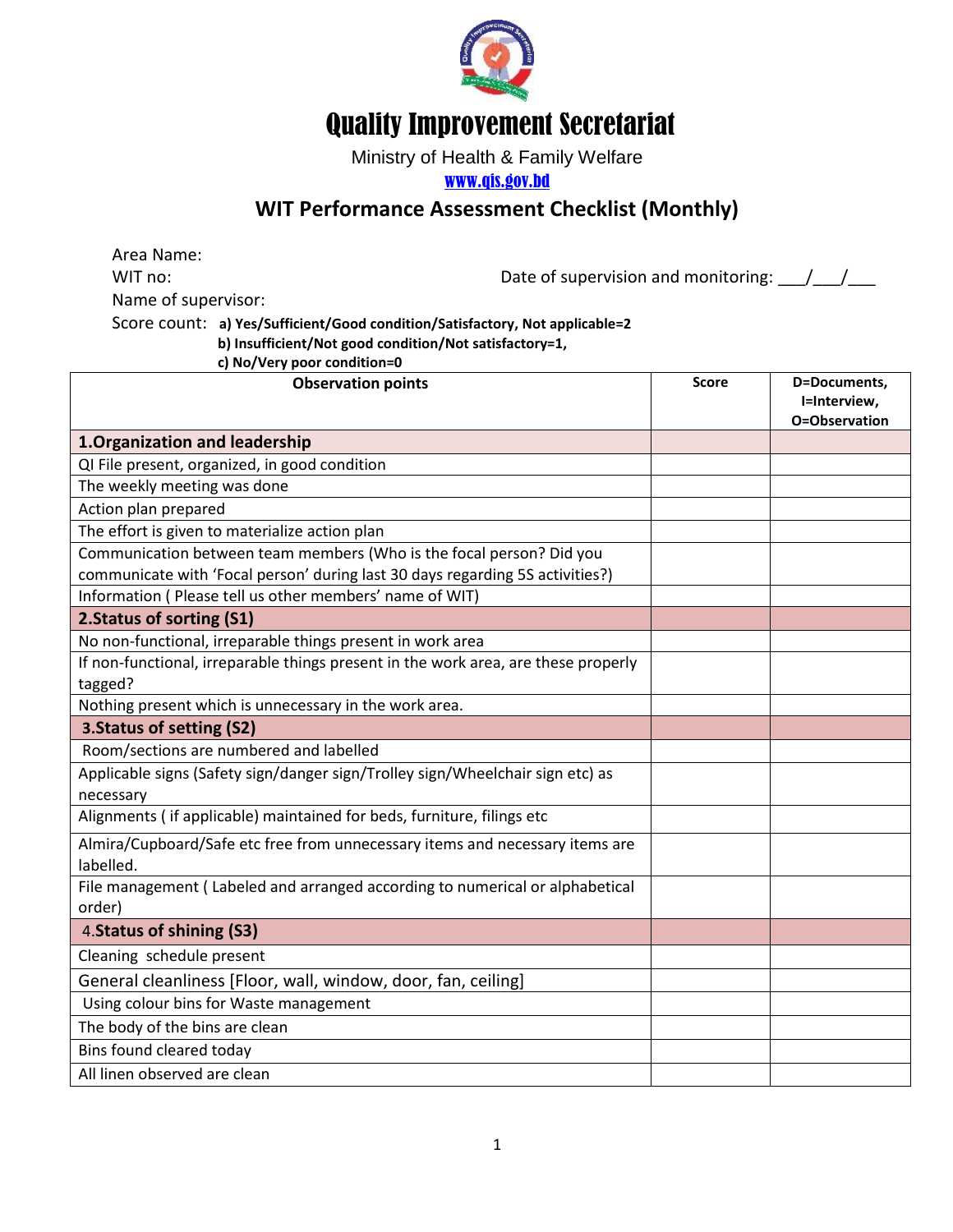# Quality Improvement Secretariat

Ministry of Health & Family Welfare

www.qis.gov.bd

## WIT Performance Assessment Checklist (Monthly)

Area Name:

WIT no: Date of supervision and monitoring: ___/___/___

Name of supervisor:

Score count: **a) Yes/Sufficient/Good condition/Satisfactory, Not applicable=2**
**b) Insufficient/Not good condition/Not satisfactory=1,**
**c) No/Very poor condition=0**

| Observation points | Score | D=Documents, I=Interview, O=Observation |
|---|---|---|
| **1.Organization and leadership** | | |
| QI File present, organized, in good condition | | |
| The weekly meeting was done | | |
| Action plan prepared | | |
| The effort is given to materialize action plan | | |
| Communication between team members (Who is the focal person? Did you communicate with 'Focal person' during last 30 days regarding 5S activities?) | | |
| Information ( Please tell us other members' name of WIT) | | |
| **2.Status of sorting (S1)** | | |
| No non-functional, irreparable things present in work area | | |
| If non-functional, irreparable things present in the work area, are these properly tagged? | | |
| Nothing present which is unnecessary in the work area. | | |
| **3.Status of setting (S2)** | | |
| Room/sections are numbered and labelled | | |
| Applicable signs (Safety sign/danger sign/Trolley sign/Wheelchair sign etc) as necessary | | |
| Alignments ( if applicable) maintained for beds, furniture, filings etc | | |
| Almira/Cupboard/Safe etc free from unnecessary items and necessary items are labelled. | | |
| File management ( Labeled and arranged according to numerical or alphabetical order) | | |
| 4.**Status of shining (S3)** | | |
| Cleaning schedule present | | |
| General cleanliness [Floor, wall, window, door, fan, ceiling] | | |
| Using colour bins for Waste management | | |
| The body of the bins are clean | | |
| Bins found cleared today | | |
| All linen observed are clean | | |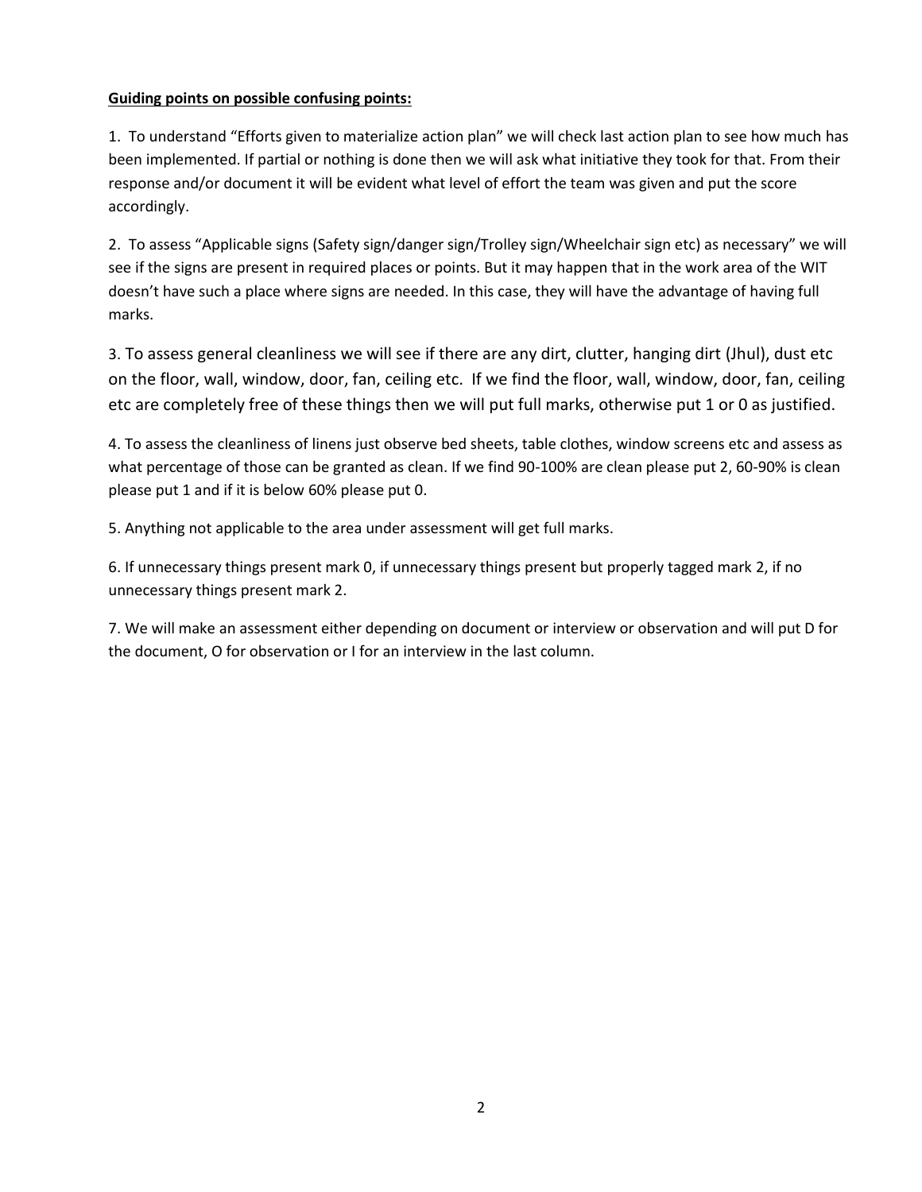**Guiding points on possible confusing points:**

1. To understand "Efforts given to materialize action plan" we will check last action plan to see how much has been implemented. If partial or nothing is done then we will ask what initiative they took for that. From their response and/or document it will be evident what level of effort the team was given and put the score accordingly.

2. To assess "Applicable signs (Safety sign/danger sign/Trolley sign/Wheelchair sign etc) as necessary" we will see if the signs are present in required places or points. But it may happen that in the work area of the WIT doesn't have such a place where signs are needed. In this case, they will have the advantage of having full marks.

3. To assess general cleanliness we will see if there are any dirt, clutter, hanging dirt (Jhul), dust etc on the floor, wall, window, door, fan, ceiling etc. If we find the floor, wall, window, door, fan, ceiling etc are completely free of these things then we will put full marks, otherwise put 1 or 0 as justified.

4. To assess the cleanliness of linens just observe bed sheets, table clothes, window screens etc and assess as what percentage of those can be granted as clean. If we find 90-100% are clean please put 2, 60-90% is clean please put 1 and if it is below 60% please put 0.

5. Anything not applicable to the area under assessment will get full marks.

6. If unnecessary things present mark 0, if unnecessary things present but properly tagged mark 2, if no unnecessary things present mark 2.

7. We will make an assessment either depending on document or interview or observation and will put D for the document, O for observation or I for an interview in the last column.